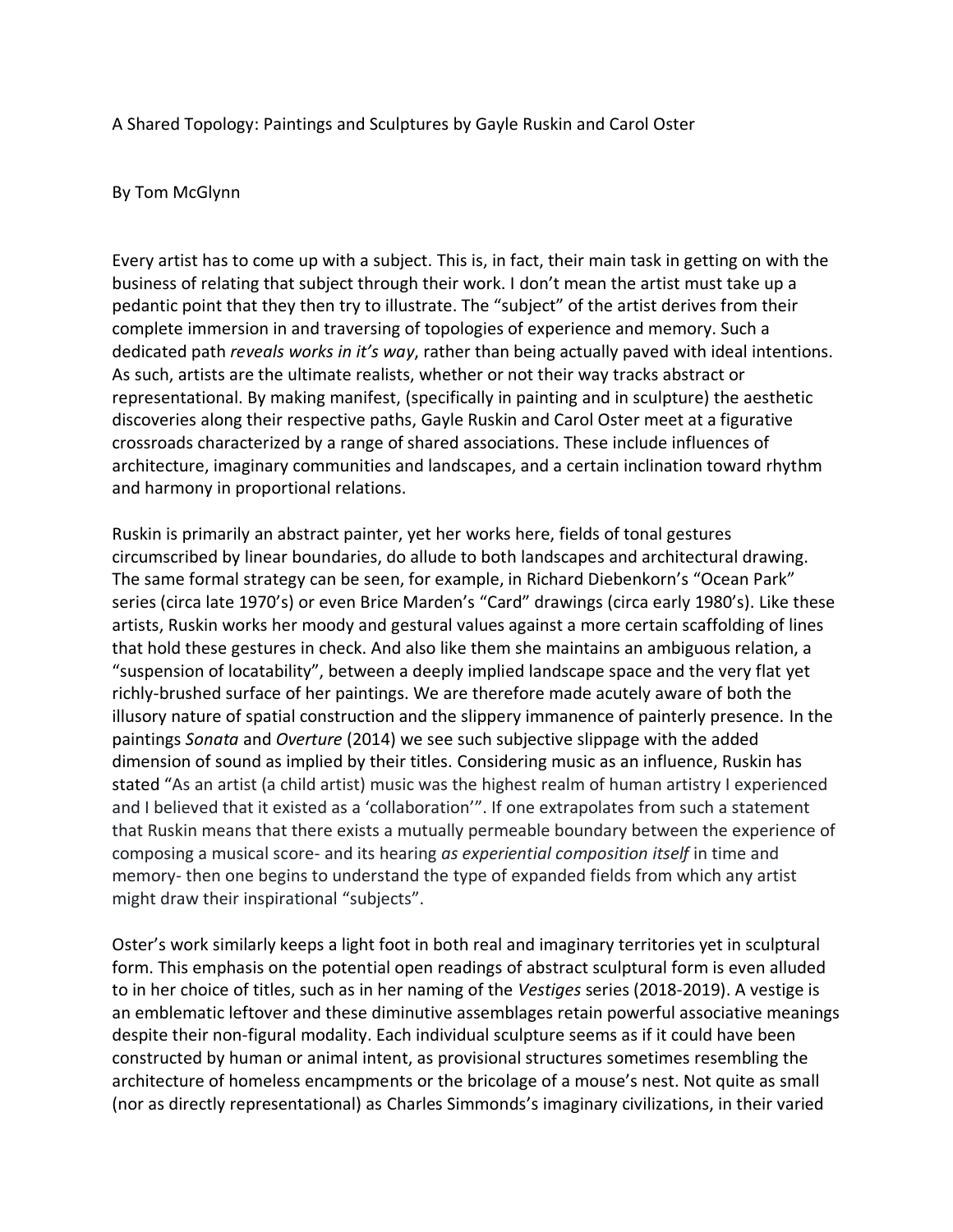A Shared Topology: Paintings and Sculptures by Gayle Ruskin and Carol Oster

By Tom McGlynn

Every artist has to come up with a subject. This is, in fact, their main task in getting on with the business of relating that subject through their work. I don't mean the artist must take up a pedantic point that they then try to illustrate. The "subject" of the artist derives from their complete immersion in and traversing of topologies of experience and memory. Such a dedicated path *reveals works in it's way*, rather than being actually paved with ideal intentions. As such, artists are the ultimate realists, whether or not their way tracks abstract or representational. By making manifest, (specifically in painting and in sculpture) the aesthetic discoveries along their respective paths, Gayle Ruskin and Carol Oster meet at a figurative crossroads characterized by a range of shared associations. These include influences of architecture, imaginary communities and landscapes, and a certain inclination toward rhythm and harmony in proportional relations.

Ruskin is primarily an abstract painter, yet her works here, fields of tonal gestures circumscribed by linear boundaries, do allude to both landscapes and architectural drawing. The same formal strategy can be seen, for example, in Richard Diebenkorn's "Ocean Park" series (circa late 1970's) or even Brice Marden's "Card" drawings (circa early 1980's). Like these artists, Ruskin works her moody and gestural values against a more certain scaffolding of lines that hold these gestures in check. And also like them she maintains an ambiguous relation, a "suspension of locatability", between a deeply implied landscape space and the very flat yet richly-brushed surface of her paintings. We are therefore made acutely aware of both the illusory nature of spatial construction and the slippery immanence of painterly presence. In the paintings *Sonata* and *Overture* (2014) we see such subjective slippage with the added dimension of sound as implied by their titles. Considering music as an influence, Ruskin has stated "As an artist (a child artist) music was the highest realm of human artistry I experienced and I believed that it existed as a 'collaboration'". If one extrapolates from such a statement that Ruskin means that there exists a mutually permeable boundary between the experience of composing a musical score- and its hearing *as experiential composition itself* in time and memory- then one begins to understand the type of expanded fields from which any artist might draw their inspirational "subjects".

Oster's work similarly keeps a light foot in both real and imaginary territories yet in sculptural form. This emphasis on the potential open readings of abstract sculptural form is even alluded to in her choice of titles, such as in her naming of the *Vestiges* series (2018-2019). A vestige is an emblematic leftover and these diminutive assemblages retain powerful associative meanings despite their non-figural modality. Each individual sculpture seems as if it could have been constructed by human or animal intent, as provisional structures sometimes resembling the architecture of homeless encampments or the bricolage of a mouse's nest. Not quite as small (nor as directly representational) as Charles Simmonds's imaginary civilizations, in their varied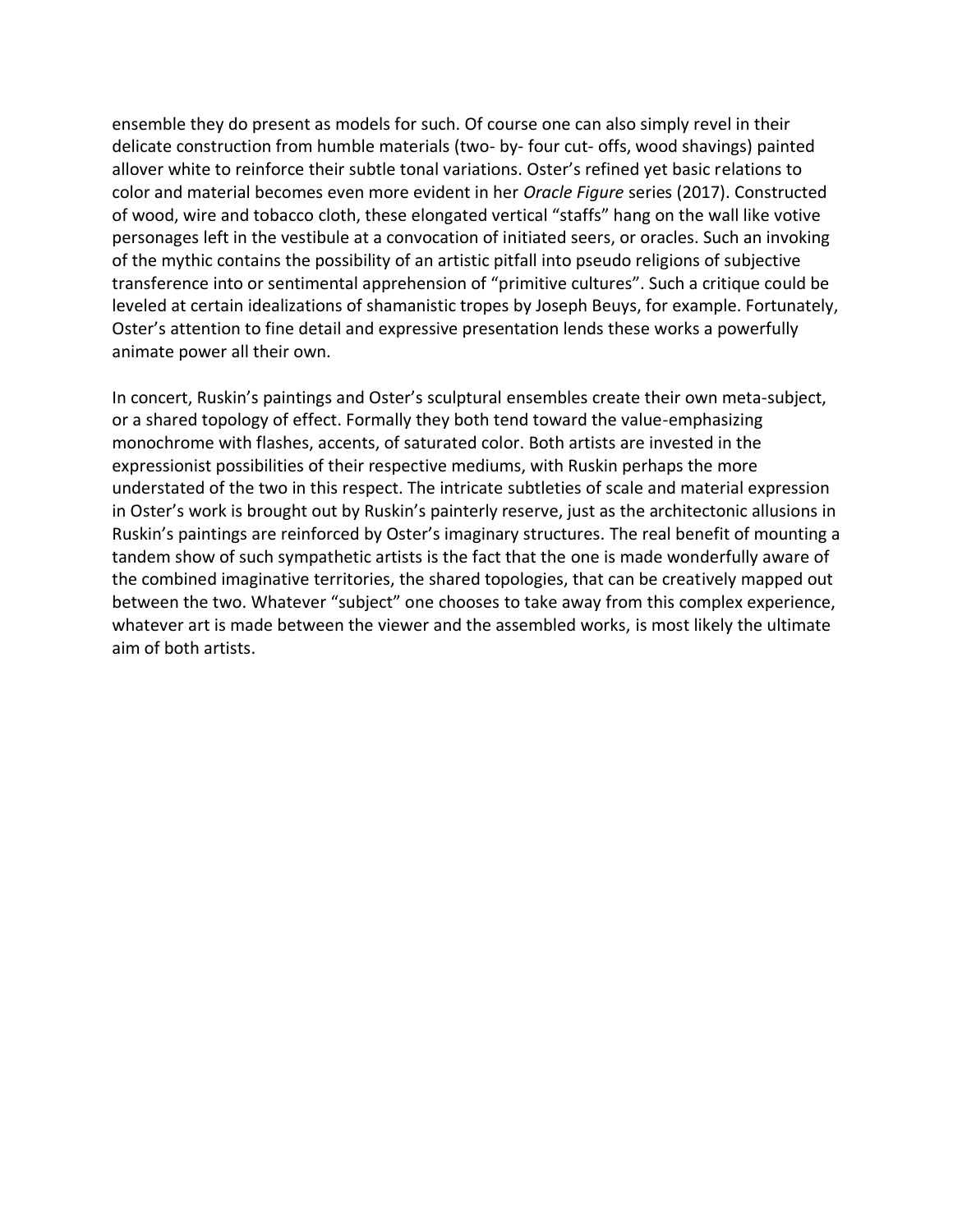ensemble they do present as models for such. Of course one can also simply revel in their delicate construction from humble materials (two- by- four cut- offs, wood shavings) painted allover white to reinforce their subtle tonal variations. Oster's refined yet basic relations to color and material becomes even more evident in her *Oracle Figure* series (2017). Constructed of wood, wire and tobacco cloth, these elongated vertical "staffs" hang on the wall like votive personages left in the vestibule at a convocation of initiated seers, or oracles. Such an invoking of the mythic contains the possibility of an artistic pitfall into pseudo religions of subjective transference into or sentimental apprehension of "primitive cultures". Such a critique could be leveled at certain idealizations of shamanistic tropes by Joseph Beuys, for example. Fortunately, Oster's attention to fine detail and expressive presentation lends these works a powerfully animate power all their own.

In concert, Ruskin's paintings and Oster's sculptural ensembles create their own meta-subject, or a shared topology of effect. Formally they both tend toward the value-emphasizing monochrome with flashes, accents, of saturated color. Both artists are invested in the expressionist possibilities of their respective mediums, with Ruskin perhaps the more understated of the two in this respect. The intricate subtleties of scale and material expression in Oster's work is brought out by Ruskin's painterly reserve, just as the architectonic allusions in Ruskin's paintings are reinforced by Oster's imaginary structures. The real benefit of mounting a tandem show of such sympathetic artists is the fact that the one is made wonderfully aware of the combined imaginative territories, the shared topologies, that can be creatively mapped out between the two. Whatever "subject" one chooses to take away from this complex experience, whatever art is made between the viewer and the assembled works, is most likely the ultimate aim of both artists.